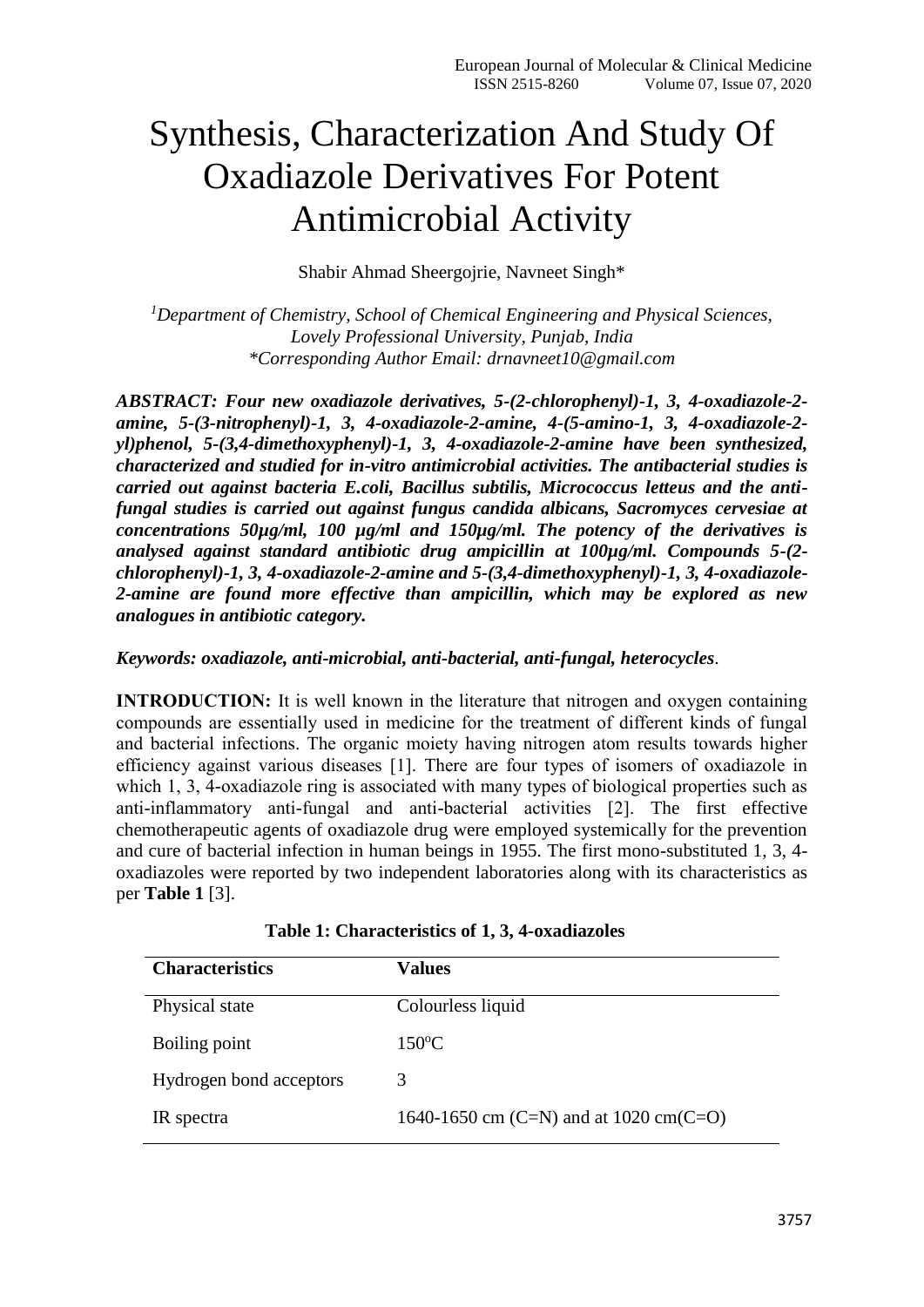# Synthesis, Characterization And Study Of Oxadiazole Derivatives For Potent Antimicrobial Activity

Shabir Ahmad Sheergojrie, Navneet Singh*

[1]*Department of Chemistry, School of Chemical Engineering and Physical Sciences, Lovely Professional University, Punjab, India*
*\*Corresponding Author Email: drnavneet10@gmail.com*

***ABSTRACT: Four new oxadiazole derivatives, 5-(2-chlorophenyl)-1, 3, 4-oxadiazole-2-amine, 5-(3-nitrophenyl)-1, 3, 4-oxadiazole-2-amine, 4-(5-amino-1, 3, 4-oxadiazole-2-yl)phenol, 5-(3,4-dimethoxyphenyl)-1, 3, 4-oxadiazole-2-amine have been synthesized, characterized and studied for in-vitro antimicrobial activities. The antibacterial studies is carried out against bacteria E.coli, Bacillus subtilis, Micrococcus letteus and the anti-fungal studies is carried out against fungus candida albicans, Sacromyces cervesiae at concentrations 50μg/ml, 100 μg/ml and 150μg/ml. The potency of the derivatives is analysed against standard antibiotic drug ampicillin at 100μg/ml. Compounds 5-(2-chlorophenyl)-1, 3, 4-oxadiazole-2-amine and 5-(3,4-dimethoxyphenyl)-1, 3, 4-oxadiazole-2-amine are found more effective than ampicillin, which may be explored as new analogues in antibiotic category.***

***Keywords: oxadiazole, anti-microbial, anti-bacterial, anti-fungal, heterocycles*.**

**INTRODUCTION:** It is well known in the literature that nitrogen and oxygen containing compounds are essentially used in medicine for the treatment of different kinds of fungal and bacterial infections. The organic moiety having nitrogen atom results towards higher efficiency against various diseases [1]. There are four types of isomers of oxadiazole in which 1, 3, 4-oxadiazole ring is associated with many types of biological properties such as anti-inflammatory anti-fungal and anti-bacterial activities [2]. The first effective chemotherapeutic agents of oxadiazole drug were employed systemically for the prevention and cure of bacterial infection in human beings in 1955. The first mono-substituted 1, 3, 4-oxadiazoles were reported by two independent laboratories along with its characteristics as per **Table 1** [3].

**Table 1: Characteristics of 1, 3, 4-oxadiazoles**

| Characteristics | Values |
|---|---|
| Physical state | Colourless liquid |
| Boiling point | $150^{o}C$ |
| Hydrogen bond acceptors | 3 |
| IR spectra | 1640-1650 cm (C=N) and at 1020 cm(C=O) |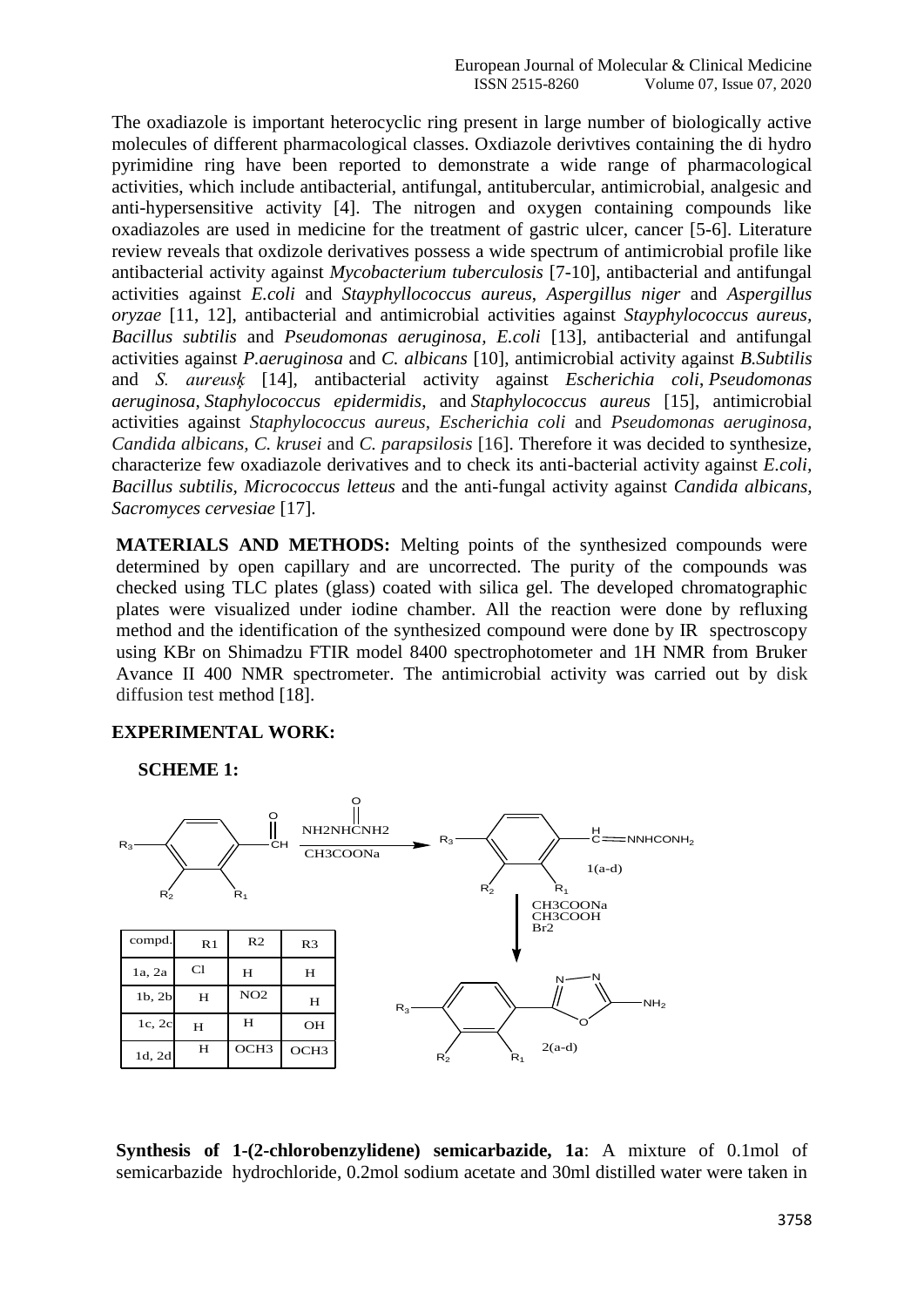The oxadiazole is important heterocyclic ring present in large number of biologically active molecules of different pharmacological classes. Oxdiazole derivtives containing the di hydro pyrimidine ring have been reported to demonstrate a wide range of pharmacological activities, which include antibacterial, antifungal, antitubercular, antimicrobial, analgesic and anti-hypersensitive activity [4]. The nitrogen and oxygen containing compounds like oxadiazoles are used in medicine for the treatment of gastric ulcer, cancer [5-6]. Literature review reveals that oxdizole derivatives possess a wide spectrum of antimicrobial profile like antibacterial activity against *Mycobacterium tuberculosis* [7-10], antibacterial and antifungal activities against *E.coli* and *Stayphyllococcus aureus*, *Aspergillus niger* and *Aspergillus oryzae* [11, 12], antibacterial and antimicrobial activities against *Stayphylococcus aureus*, *Bacillus subtilis* and *Pseudomonas aeruginosa*, *E.coli* [13], antibacterial and antifungal activities against *P.aeruginosa* and *C. albicans* [10], antimicrobial activity against *B.Subtilis* and *S. aureusķ* [14], antibacterial activity against *Escherichia coli*, *Pseudomonas aeruginosa*, *Staphylococcus epidermidis*, and *Staphylococcus aureus* [15], antimicrobial activities against *Staphylococcus aureus*, *Escherichia coli* and *Pseudomonas aeruginosa*, *Candida albicans*, *C. krusei* and *C. parapsilosis* [16]. Therefore it was decided to synthesize, characterize few oxadiazole derivatives and to check its anti-bacterial activity against *E.coli*, *Bacillus subtilis*, *Micrococcus letteus* and the anti-fungal activity against *Candida albicans*, *Sacromyces cervesiae* [17].

**MATERIALS AND METHODS:** Melting points of the synthesized compounds were determined by open capillary and are uncorrected. The purity of the compounds was checked using TLC plates (glass) coated with silica gel. The developed chromatographic plates were visualized under iodine chamber. All the reaction were done by refluxing method and the identification of the synthesized compound were done by IR spectroscopy using KBr on Shimadzu FTIR model 8400 spectrophotometer and 1H NMR from Bruker Avance II 400 NMR spectrometer. The antimicrobial activity was carried out by disk diffusion test method [18].

## EXPERIMENTAL WORK:

### SCHEME 1:

Substituted benzaldehyde (R1, R2, R3) + $NH_2NHCONH_2$ / $CH_3COONa$ → substituted benzylidene semicarbazide ($CH=NNHCONH_2$), 1(a-d) → ($CH_3COONa$, $CH_3COOH$, $Br_2$) → 2-amino-5-(substituted phenyl)-1,3,4-oxadiazole, 2(a-d)

| compd. | R1 | R2 | R3 |
|---|---|---|---|
| 1a, 2a | Cl | H | H |
| 1b, 2b | H | NO2 | H |
| 1c, 2c | H | H | OH |
| 1d, 2d | H | OCH3 | OCH3 |

**Synthesis of 1-(2-chlorobenzylidene) semicarbazide, 1a**: A mixture of 0.1mol of semicarbazide hydrochloride, 0.2mol sodium acetate and 30ml distilled water were taken in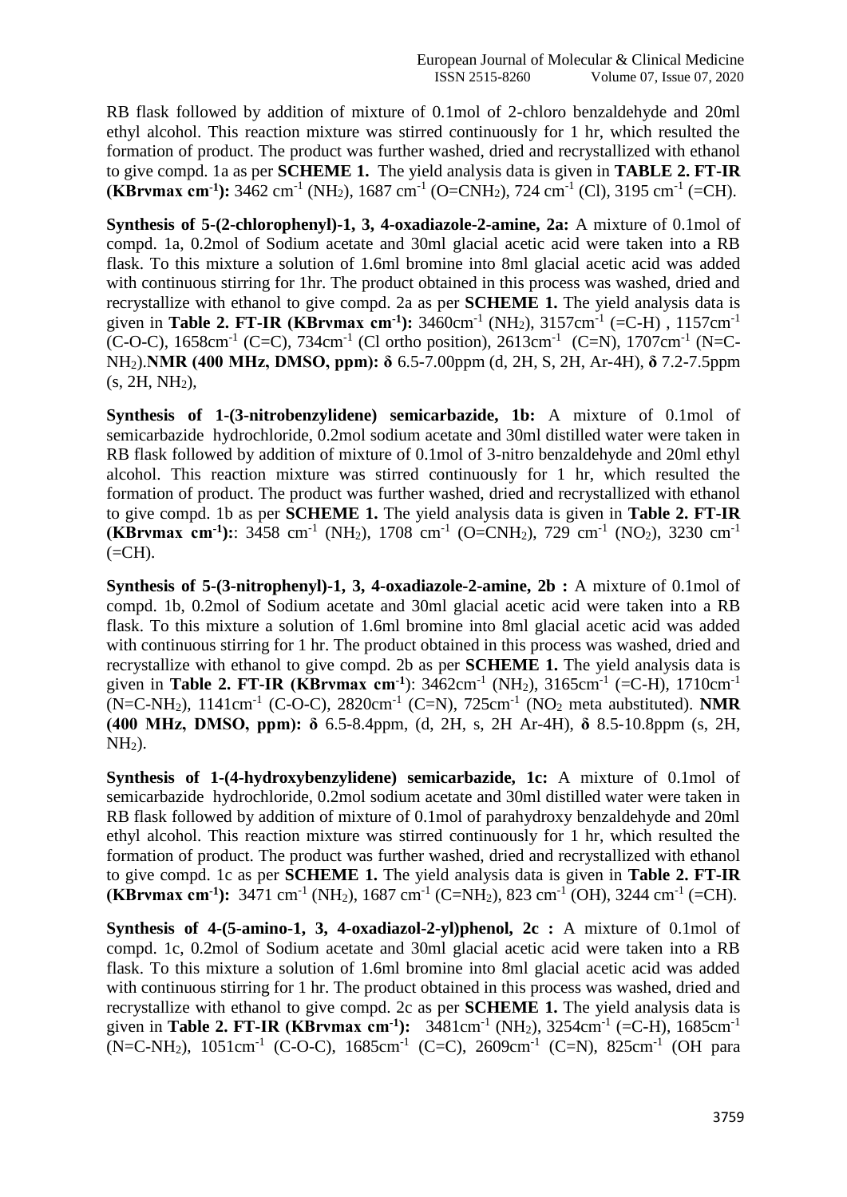RB flask followed by addition of mixture of 0.1mol of 2-chloro benzaldehyde and 20ml ethyl alcohol. This reaction mixture was stirred continuously for 1 hr, which resulted the formation of product. The product was further washed, dried and recrystallized with ethanol to give compd. 1a as per **SCHEME 1.** The yield analysis data is given in **TABLE 2. FT-IR (KBrνmax cm$^{-1}$):** 3462 cm$^{-1}$ ($NH_2$), 1687 cm$^{-1}$ ($O=CNH_2$), 724 cm$^{-1}$ (Cl), 3195 cm$^{-1}$ (=CH).

**Synthesis of 5-(2-chlorophenyl)-1, 3, 4-oxadiazole-2-amine, 2a:** A mixture of 0.1mol of compd. 1a, 0.2mol of Sodium acetate and 30ml glacial acetic acid were taken into a RB flask. To this mixture a solution of 1.6ml bromine into 8ml glacial acetic acid was added with continuous stirring for 1hr. The product obtained in this process was washed, dried and recrystallize with ethanol to give compd. 2a as per **SCHEME 1.** The yield analysis data is given in **Table 2. FT-IR (KBrνmax cm$^{-1}$):** 3460cm$^{-1}$ ($NH_2$), 3157cm$^{-1}$ (=C-H) , 1157cm$^{-1}$ (C-O-C), 1658cm$^{-1}$ (C=C), 734cm$^{-1}$ (Cl ortho position), 2613cm$^{-1}$ (C=N), 1707cm$^{-1}$ ($N=C-NH_2$).**NMR (400 MHz, DMSO, ppm): δ** 6.5-7.00ppm (d, 2H, S, 2H, Ar-4H), **δ** 7.2-7.5ppm (s, 2H, $NH_2$),

**Synthesis of 1-(3-nitrobenzylidene) semicarbazide, 1b:** A mixture of 0.1mol of semicarbazide hydrochloride, 0.2mol sodium acetate and 30ml distilled water were taken in RB flask followed by addition of mixture of 0.1mol of 3-nitro benzaldehyde and 20ml ethyl alcohol. This reaction mixture was stirred continuously for 1 hr, which resulted the formation of product. The product was further washed, dried and recrystallized with ethanol to give compd. 1b as per **SCHEME 1.** The yield analysis data is given in **Table 2. FT-IR (KBrνmax cm$^{-1}$):**: 3458 cm$^{-1}$ ($NH_2$), 1708 cm$^{-1}$ ($O=CNH_2$), 729 cm$^{-1}$ ($NO_2$), 3230 cm$^{-1}$ (=CH).

**Synthesis of 5-(3-nitrophenyl)-1, 3, 4-oxadiazole-2-amine, 2b :** A mixture of 0.1mol of compd. 1b, 0.2mol of Sodium acetate and 30ml glacial acetic acid were taken into a RB flask. To this mixture a solution of 1.6ml bromine into 8ml glacial acetic acid was added with continuous stirring for 1 hr. The product obtained in this process was washed, dried and recrystallize with ethanol to give compd. 2b as per **SCHEME 1.** The yield analysis data is given in **Table 2. FT-IR (KBrνmax cm$^{-1}$)**: 3462cm$^{-1}$ ($NH_2$), 3165cm$^{-1}$ (=C-H), 1710cm$^{-1}$ ($N=C-NH_2$), 1141cm$^{-1}$ (C-O-C), 2820cm$^{-1}$ (C=N), 725cm$^{-1}$ ($NO_2$ meta aubstituted). **NMR (400 MHz, DMSO, ppm): δ** 6.5-8.4ppm, (d, 2H, s, 2H Ar-4H), **δ** 8.5-10.8ppm (s, 2H, $NH_2$).

**Synthesis of 1-(4-hydroxybenzylidene) semicarbazide, 1c:** A mixture of 0.1mol of semicarbazide hydrochloride, 0.2mol sodium acetate and 30ml distilled water were taken in RB flask followed by addition of mixture of 0.1mol of parahydroxy benzaldehyde and 20ml ethyl alcohol. This reaction mixture was stirred continuously for 1 hr, which resulted the formation of product. The product was further washed, dried and recrystallized with ethanol to give compd. 1c as per **SCHEME 1.** The yield analysis data is given in **Table 2. FT-IR (KBrνmax cm$^{-1}$):** 3471 cm$^{-1}$ ($NH_2$), 1687 cm$^{-1}$ ($C=NH_2$), 823 cm$^{-1}$ (OH), 3244 cm$^{-1}$ (=CH).

**Synthesis of 4-(5-amino-1, 3, 4-oxadiazol-2-yl)phenol, 2c :** A mixture of 0.1mol of compd. 1c, 0.2mol of Sodium acetate and 30ml glacial acetic acid were taken into a RB flask. To this mixture a solution of 1.6ml bromine into 8ml glacial acetic acid was added with continuous stirring for 1 hr. The product obtained in this process was washed, dried and recrystallize with ethanol to give compd. 2c as per **SCHEME 1.** The yield analysis data is given in **Table 2. FT-IR (KBrνmax cm$^{-1}$):** 3481cm$^{-1}$ ($NH_2$), 3254cm$^{-1}$ (=C-H), 1685cm$^{-1}$ ($N=C-NH_2$), 1051cm$^{-1}$ (C-O-C), 1685cm$^{-1}$ (C=C), 2609cm$^{-1}$ (C=N), 825cm$^{-1}$ (OH para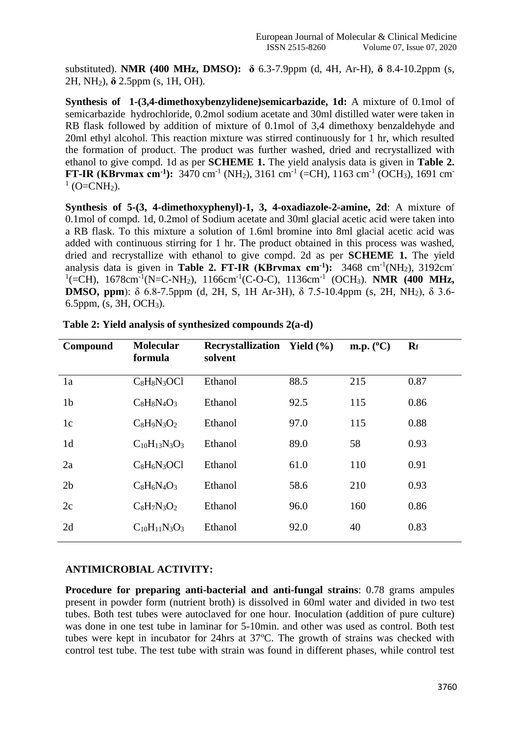substituted). **NMR (400 MHz, DMSO): δ** 6.3-7.9ppm (d, 4H, Ar-H), **δ** 8.4-10.2ppm (s, 2H, $NH_2$), **δ** 2.5ppm (s, 1H, OH).

**Synthesis of 1-(3,4-dimethoxybenzylidene)semicarbazide, 1d:** A mixture of 0.1mol of semicarbazide hydrochloride, 0.2mol sodium acetate and 30ml distilled water were taken in RB flask followed by addition of mixture of 0.1mol of 3,4 dimethoxy benzaldehyde and 20ml ethyl alcohol. This reaction mixture was stirred continuously for 1 hr, which resulted the formation of product. The product was further washed, dried and recrystallized with ethanol to give compd. 1d as per **SCHEME 1.** The yield analysis data is given in **Table 2. FT-IR (KBrvmax $cm^{-1}$):** 3470 $cm^{-1}$ ($NH_2$), 3161 $cm^{-1}$ (=CH), 1163 $cm^{-1}$ ($OCH_3$), 1691 $cm^{-1}$ ($O{=}CNH_2$).

**Synthesis of 5-(3, 4-dimethoxyphenyl)-1, 3, 4-oxadiazole-2-amine, 2d**: A mixture of 0.1mol of compd. 1d, 0.2mol of Sodium acetate and 30ml glacial acetic acid were taken into a RB flask. To this mixture a solution of 1.6ml bromine into 8ml glacial acetic acid was added with continuous stirring for 1 hr. The product obtained in this process was washed, dried and recrystallize with ethanol to give compd. 2d as per **SCHEME 1.** The yield analysis data is given in **Table 2. FT-IR (KBrvmax $cm^{-1}$):** 3468 $cm^{-1}$($NH_2$), 3192$cm^{-1}$(=CH), 1678$cm^{-1}$($N{=}C{-}NH_2$), 1166$cm^{-1}$(C-O-C), 1136$cm^{-1}$ ($OCH_3$). **NMR (400 MHz, DMSO, ppm)**: δ 6.8-7.5ppm (d, 2H, S, 1H Ar-3H), δ 7.5-10.4ppm (s, 2H, $NH_2$), δ 3.6-6.5ppm, (s, 3H, $OCH_3$).

**Table 2: Yield analysis of synthesized compounds 2(a-d)**

| Compound | Molecular formula | Recrystallization solvent | Yield (%) | m.p. (°C) | $R_f$ |
|---|---|---|---|---|---|
| 1a | $C_8H_8N_3OCl$ | Ethanol | 88.5 | 215 | 0.87 |
| 1b | $C_8H_8N_4O_3$ | Ethanol | 92.5 | 115 | 0.86 |
| 1c | $C_8H_9N_3O_2$ | Ethanol | 97.0 | 115 | 0.88 |
| 1d | $C_{10}H_{13}N_3O_3$ | Ethanol | 89.0 | 58 | 0.93 |
| 2a | $C_8H_6N_3OCl$ | Ethanol | 61.0 | 110 | 0.91 |
| 2b | $C_8H_6N_4O_3$ | Ethanol | 58.6 | 210 | 0.93 |
| 2c | $C_8H_7N_3O_2$ | Ethanol | 96.0 | 160 | 0.86 |
| 2d | $C_{10}H_{11}N_3O_3$ | Ethanol | 92.0 | 40 | 0.83 |

## ANTIMICROBIAL ACTIVITY:

**Procedure for preparing anti-bacterial and anti-fungal strains**: 0.78 grams ampules present in powder form (nutrient broth) is dissolved in 60ml water and divided in two test tubes. Both test tubes were autoclaved for one hour. Inoculation (addition of pure culture) was done in one test tube in laminar for 5-10min. and other was used as control. Both test tubes were kept in incubator for 24hrs at 37°C. The growth of strains was checked with control test tube. The test tube with strain was found in different phases, while control test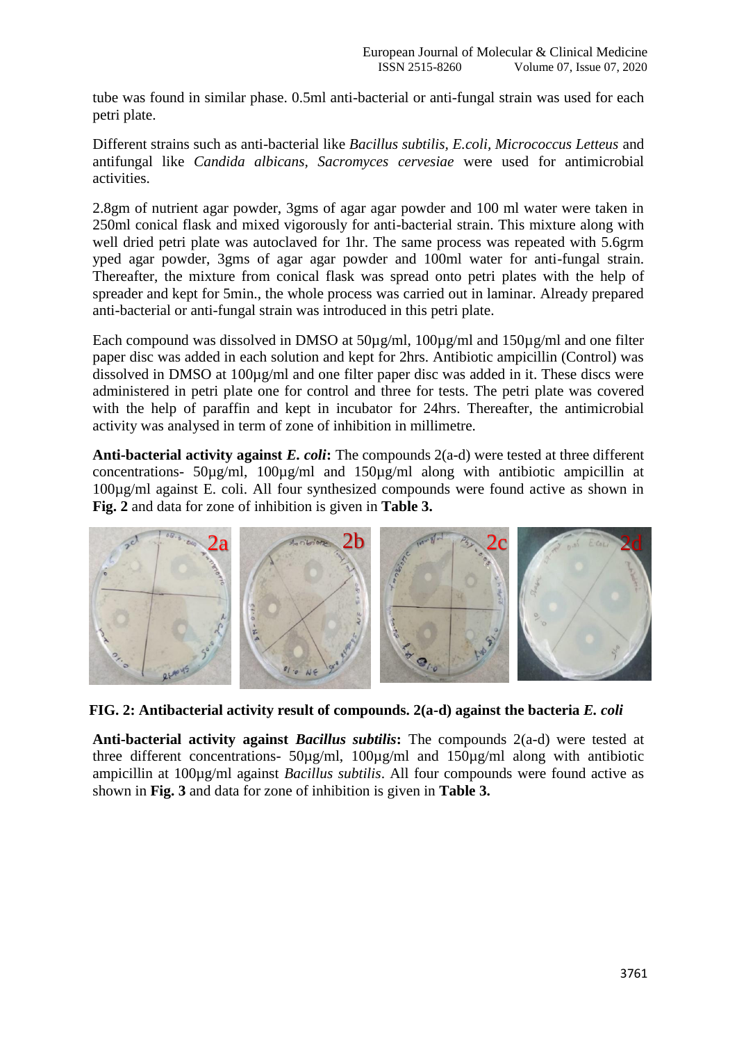tube was found in similar phase. 0.5ml anti-bacterial or anti-fungal strain was used for each petri plate.

Different strains such as anti-bacterial like *Bacillus subtilis, E.coli, Micrococcus Letteus* and antifungal like *Candida albicans, Sacromyces cervesiae* were used for antimicrobial activities.

2.8gm of nutrient agar powder, 3gms of agar agar powder and 100 ml water were taken in 250ml conical flask and mixed vigorously for anti-bacterial strain. This mixture along with well dried petri plate was autoclaved for 1hr. The same process was repeated with 5.6grm yped agar powder, 3gms of agar agar powder and 100ml water for anti-fungal strain. Thereafter, the mixture from conical flask was spread onto petri plates with the help of spreader and kept for 5min., the whole process was carried out in laminar. Already prepared anti-bacterial or anti-fungal strain was introduced in this petri plate.

Each compound was dissolved in DMSO at 50µg/ml, 100µg/ml and 150µg/ml and one filter paper disc was added in each solution and kept for 2hrs. Antibiotic ampicillin (Control) was dissolved in DMSO at 100µg/ml and one filter paper disc was added in it. These discs were administered in petri plate one for control and three for tests. The petri plate was covered with the help of paraffin and kept in incubator for 24hrs. Thereafter, the antimicrobial activity was analysed in term of zone of inhibition in millimetre.

**Anti-bacterial activity against *E. coli*:** The compounds 2(a-d) were tested at three different concentrations- 50µg/ml, 100µg/ml and 150µg/ml along with antibiotic ampicillin at 100µg/ml against E. coli. All four synthesized compounds were found active as shown in **Fig. 2** and data for zone of inhibition is given in **Table 3.**

**FIG. 2: Antibacterial activity result of compounds. 2(a-d) against the bacteria *E. coli***

**Anti-bacterial activity against *Bacillus subtilis*:** The compounds 2(a-d) were tested at three different concentrations- 50µg/ml, 100µg/ml and 150µg/ml along with antibiotic ampicillin at 100µg/ml against *Bacillus subtilis*. All four compounds were found active as shown in **Fig. 3** and data for zone of inhibition is given in **Table 3.**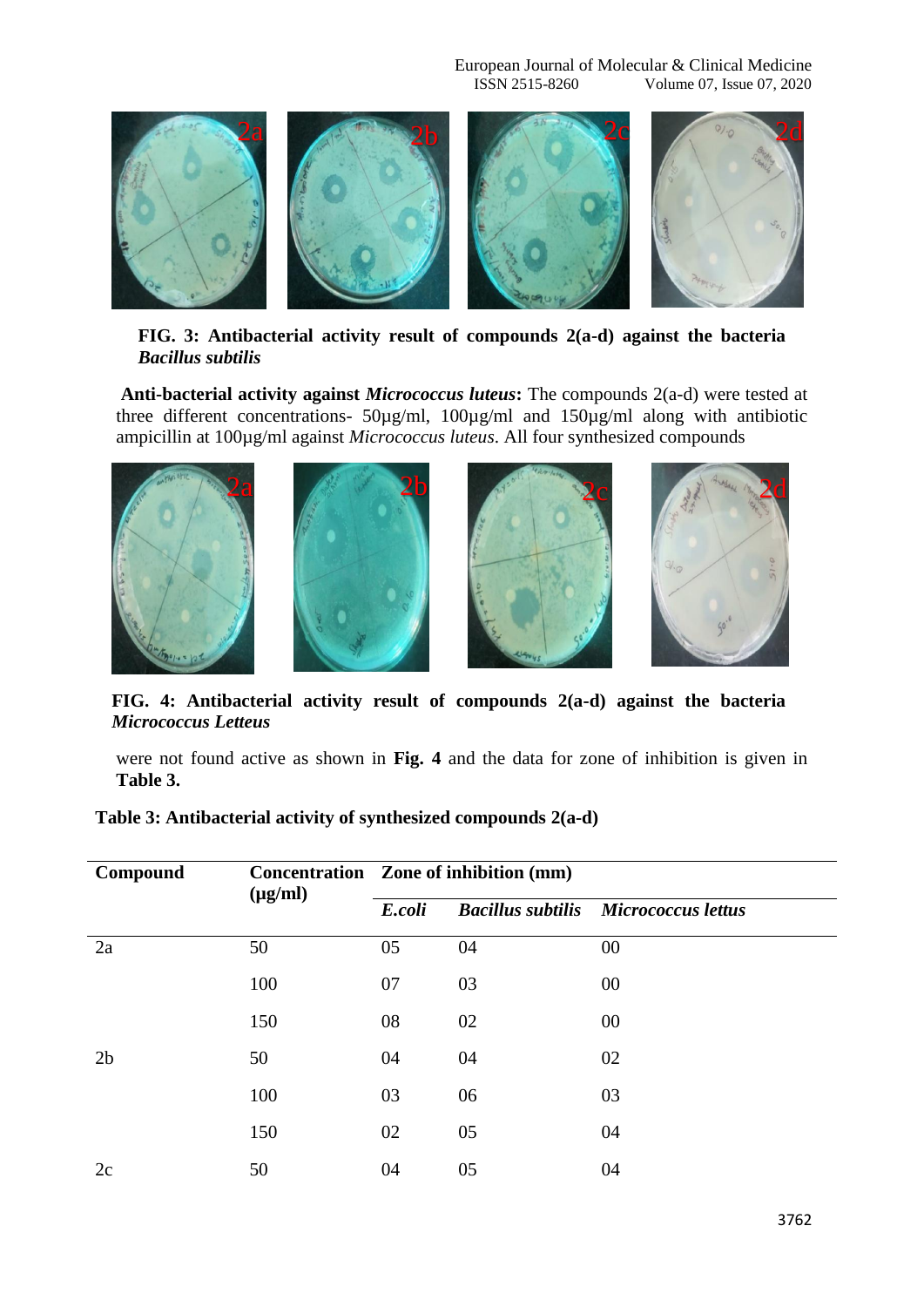**FIG. 3: Antibacterial activity result of compounds 2(a-d) against the bacteria *Bacillus subtilis***

**Anti-bacterial activity against *Micrococcus luteus*:** The compounds 2(a-d) were tested at three different concentrations- 50µg/ml, 100µg/ml and 150µg/ml along with antibiotic ampicillin at 100µg/ml against *Micrococcus luteus*. All four synthesized compounds were not found active as shown in **Fig. 4** and the data for zone of inhibition is given in **Table 3.**

**FIG. 4: Antibacterial activity result of compounds 2(a-d) against the bacteria *Micrococcus Letteus***

**Table 3: Antibacterial activity of synthesized compounds 2(a-d)**

| Compound | Concentration (µg/ml) | Zone of inhibition (mm) | | |
|---|---|---|---|---|
| | | *E.coli* | *Bacillus subtilis* | *Micrococcus lettus* |
| 2a | 50 | 05 | 04 | 00 |
| | 100 | 07 | 03 | 00 |
| | 150 | 08 | 02 | 00 |
| 2b | 50 | 04 | 04 | 02 |
| | 100 | 03 | 06 | 03 |
| | 150 | 02 | 05 | 04 |
| 2c | 50 | 04 | 05 | 04 |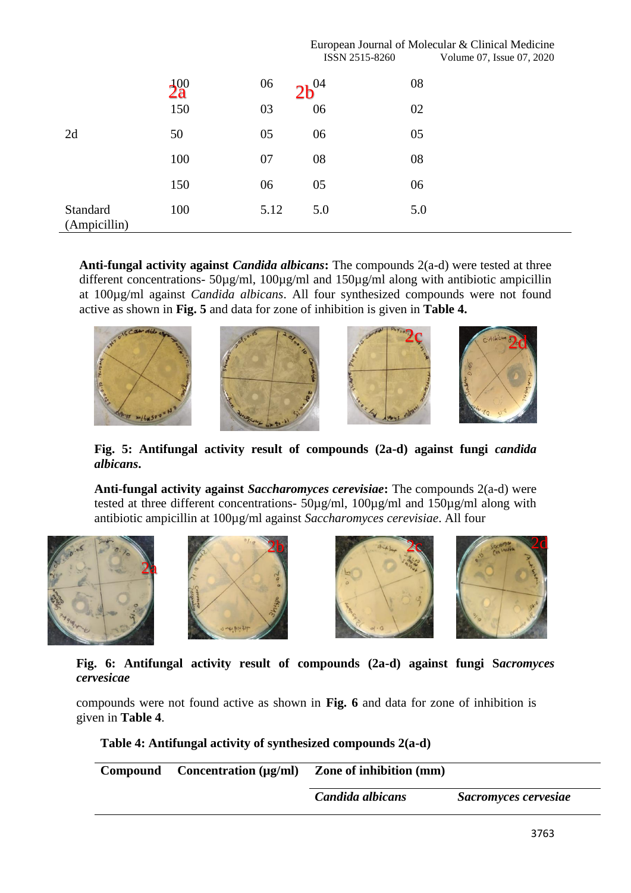|  | 100 | 06 | 04 | 08 |
|---|---|---|---|---|
|  | 150 | 03 | 06 | 02 |
| 2d | 50 | 05 | 06 | 05 |
|  | 100 | 07 | 08 | 08 |
|  | 150 | 06 | 05 | 06 |
| Standard (Ampicillin) | 100 | 5.12 | 5.0 | 5.0 |

**Anti-fungal activity against *Candida albicans*:** The compounds 2(a-d) were tested at three different concentrations- 50µg/ml, 100µg/ml and 150µg/ml along with antibiotic ampicillin at 100µg/ml against *Candida albicans*. All four synthesized compounds were not found active as shown in **Fig. 5** and data for zone of inhibition is given in **Table 4.**

**Fig. 5: Antifungal activity result of compounds (2a-d) against fungi *candida albicans*.**

**Anti-fungal activity against *Saccharomyces cerevisiae*:** The compounds 2(a-d) were tested at three different concentrations- 50µg/ml, 100µg/ml and 150µg/ml along with antibiotic ampicillin at 100µg/ml against *Saccharomyces cerevisiae*. All four compounds were not found active as shown in **Fig. 6** and data for zone of inhibition is given in **Table 4**.

**Fig. 6: Antifungal activity result of compounds (2a-d) against fungi S*acromyces cervesicae***

**Table 4: Antifungal activity of synthesized compounds 2(a-d)**

| Compound | Concentration (µg/ml) | Zone of inhibition (mm) | |
|---|---|---|---|
| | | ***Candida albicans*** | ***Sacromyces cervesiae*** |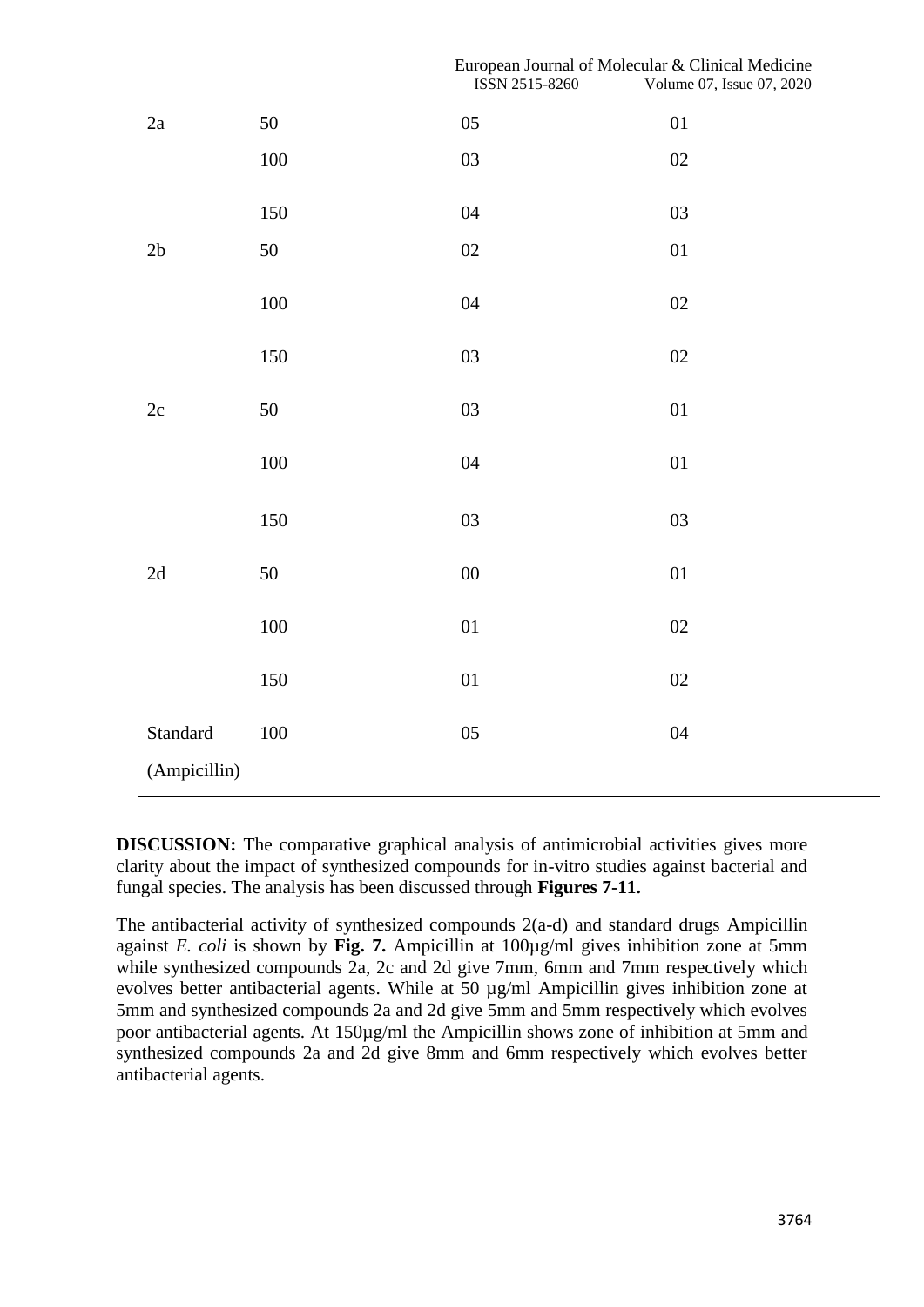| 2a | 50 | 05 | 01 |
|---|---|---|---|
| | 100 | 03 | 02 |
| | 150 | 04 | 03 |
| 2b | 50 | 02 | 01 |
| | 100 | 04 | 02 |
| | 150 | 03 | 02 |
| 2c | 50 | 03 | 01 |
| | 100 | 04 | 01 |
| | 150 | 03 | 03 |
| 2d | 50 | 00 | 01 |
| | 100 | 01 | 02 |
| | 150 | 01 | 02 |
| Standard (Ampicillin) | 100 | 05 | 04 |

**DISCUSSION:** The comparative graphical analysis of antimicrobial activities gives more clarity about the impact of synthesized compounds for in-vitro studies against bacterial and fungal species. The analysis has been discussed through **Figures 7-11.**

The antibacterial activity of synthesized compounds 2(a-d) and standard drugs Ampicillin against *E. coli* is shown by **Fig. 7.** Ampicillin at 100µg/ml gives inhibition zone at 5mm while synthesized compounds 2a, 2c and 2d give 7mm, 6mm and 7mm respectively which evolves better antibacterial agents. While at 50 µg/ml Ampicillin gives inhibition zone at 5mm and synthesized compounds 2a and 2d give 5mm and 5mm respectively which evolves poor antibacterial agents. At 150µg/ml the Ampicillin shows zone of inhibition at 5mm and synthesized compounds 2a and 2d give 8mm and 6mm respectively which evolves better antibacterial agents.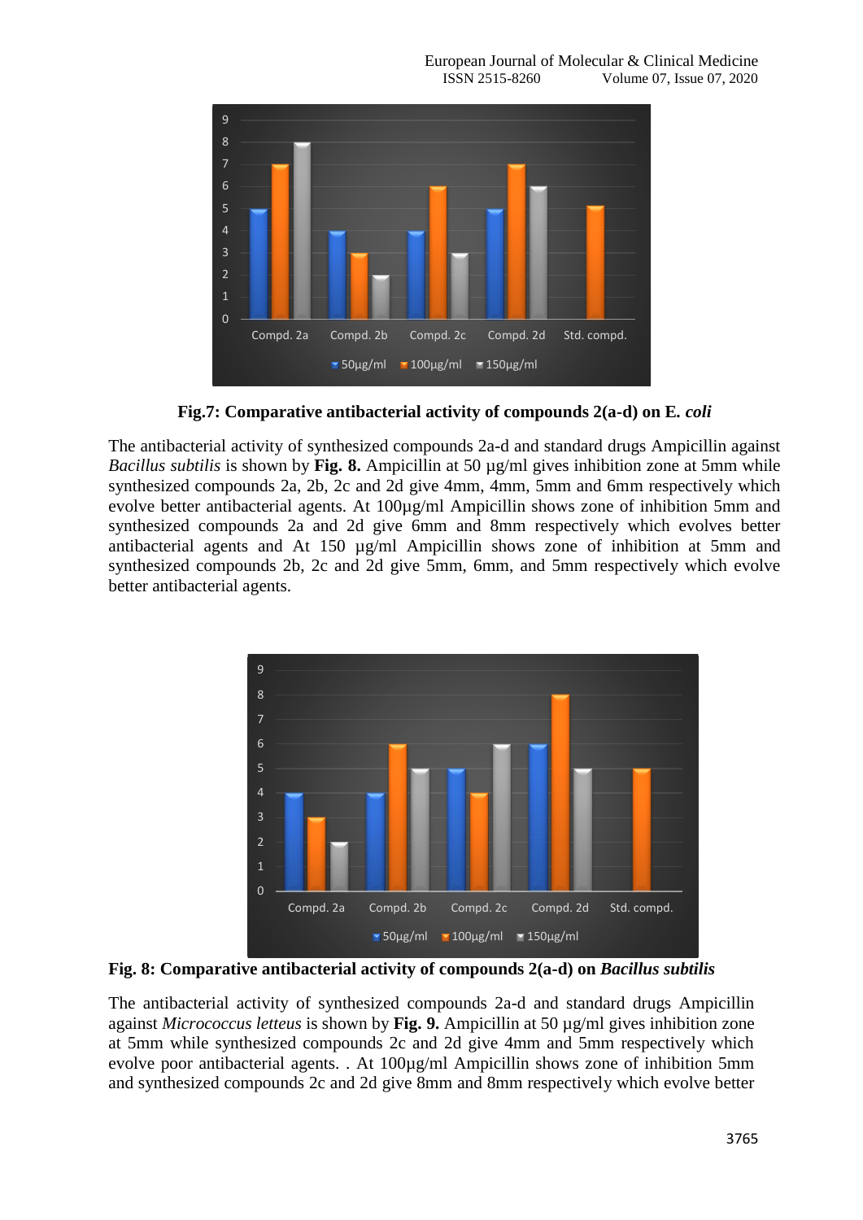**Fig.7: Comparative antibacterial activity of compounds 2(a-d) on E. *coli***

The antibacterial activity of synthesized compounds 2a-d and standard drugs Ampicillin against *Bacillus subtilis* is shown by **Fig. 8.** Ampicillin at 50 µg/ml gives inhibition zone at 5mm while synthesized compounds 2a, 2b, 2c and 2d give 4mm, 4mm, 5mm and 6mm respectively which evolve better antibacterial agents. At 100µg/ml Ampicillin shows zone of inhibition 5mm and synthesized compounds 2a and 2d give 6mm and 8mm respectively which evolves better antibacterial agents and At 150 µg/ml Ampicillin shows zone of inhibition at 5mm and synthesized compounds 2b, 2c and 2d give 5mm, 6mm, and 5mm respectively which evolve better antibacterial agents.

**Fig. 8: Comparative antibacterial activity of compounds 2(a-d) on *Bacillus subtilis***

The antibacterial activity of synthesized compounds 2a-d and standard drugs Ampicillin against *Micrococcus letteus* is shown by **Fig. 9.** Ampicillin at 50 µg/ml gives inhibition zone at 5mm while synthesized compounds 2c and 2d give 4mm and 5mm respectively which evolve poor antibacterial agents. . At 100µg/ml Ampicillin shows zone of inhibition 5mm and synthesized compounds 2c and 2d give 8mm and 8mm respectively which evolve better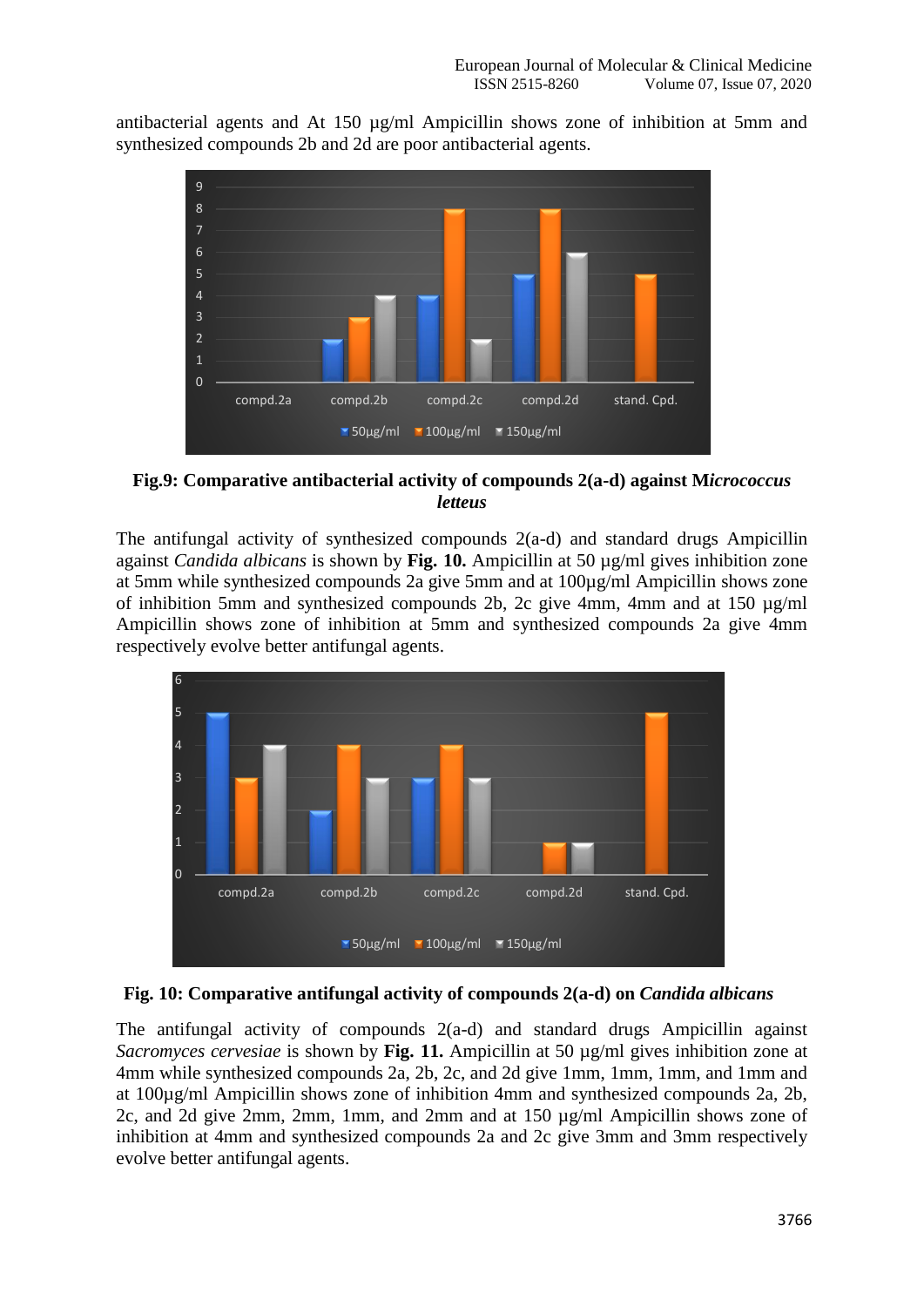antibacterial agents and At 150 µg/ml Ampicillin shows zone of inhibition at 5mm and synthesized compounds 2b and 2d are poor antibacterial agents.

**Fig.9: Comparative antibacterial activity of compounds 2(a-d) against M*icrococcus letteus***

The antifungal activity of synthesized compounds 2(a-d) and standard drugs Ampicillin against *Candida albicans* is shown by **Fig. 10.** Ampicillin at 50 µg/ml gives inhibition zone at 5mm while synthesized compounds 2a give 5mm and at 100µg/ml Ampicillin shows zone of inhibition 5mm and synthesized compounds 2b, 2c give 4mm, 4mm and at 150 µg/ml Ampicillin shows zone of inhibition at 5mm and synthesized compounds 2a give 4mm respectively evolve better antifungal agents.

**Fig. 10: Comparative antifungal activity of compounds 2(a-d) on *Candida albicans***

The antifungal activity of compounds 2(a-d) and standard drugs Ampicillin against *Sacromyces cervesiae* is shown by **Fig. 11.** Ampicillin at 50 µg/ml gives inhibition zone at 4mm while synthesized compounds 2a, 2b, 2c, and 2d give 1mm, 1mm, 1mm, and 1mm and at 100µg/ml Ampicillin shows zone of inhibition 4mm and synthesized compounds 2a, 2b, 2c, and 2d give 2mm, 2mm, 1mm, and 2mm and at 150 µg/ml Ampicillin shows zone of inhibition at 4mm and synthesized compounds 2a and 2c give 3mm and 3mm respectively evolve better antifungal agents.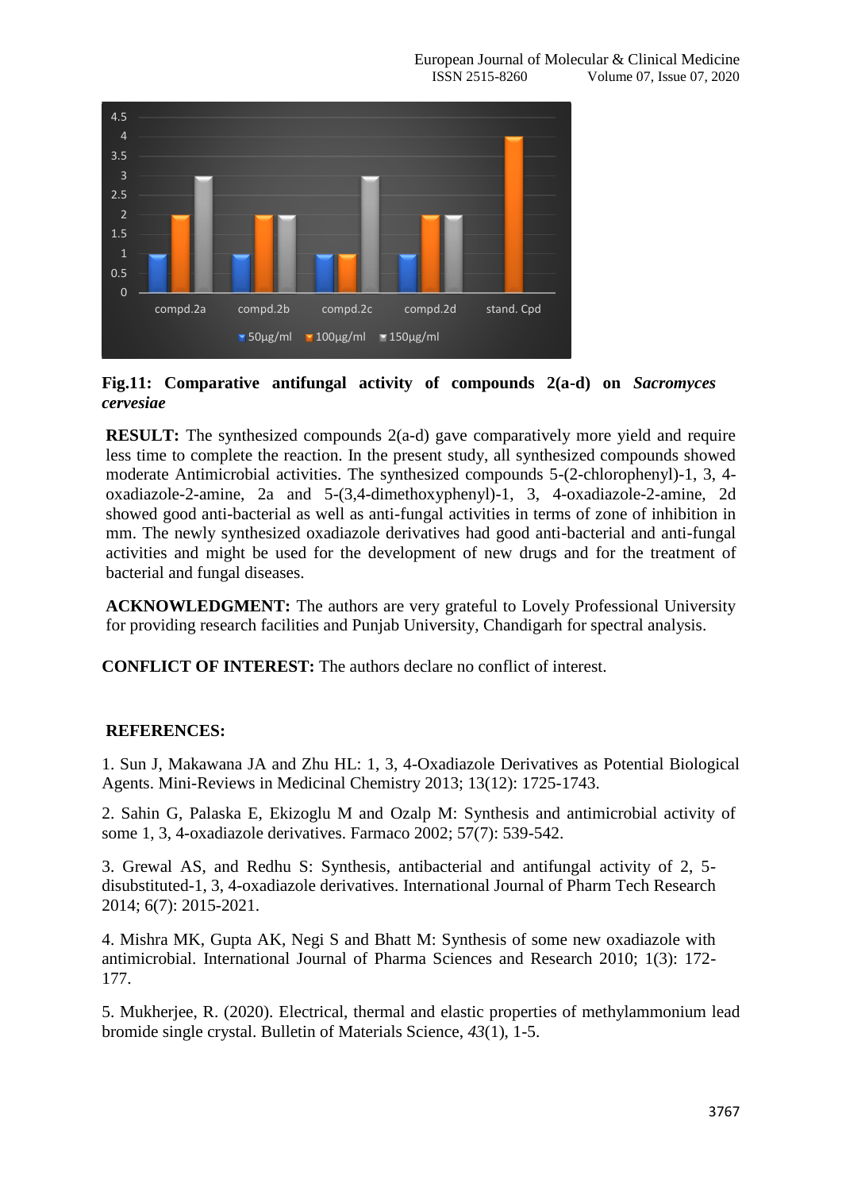**Fig.11: Comparative antifungal activity of compounds 2(a-d) on *Sacromyces cervesiae***

**RESULT:** The synthesized compounds 2(a-d) gave comparatively more yield and require less time to complete the reaction. In the present study, all synthesized compounds showed moderate Antimicrobial activities. The synthesized compounds 5-(2-chlorophenyl)-1, 3, 4-oxadiazole-2-amine, 2a and 5-(3,4-dimethoxyphenyl)-1, 3, 4-oxadiazole-2-amine, 2d showed good anti-bacterial as well as anti-fungal activities in terms of zone of inhibition in mm. The newly synthesized oxadiazole derivatives had good anti-bacterial and anti-fungal activities and might be used for the development of new drugs and for the treatment of bacterial and fungal diseases.

**ACKNOWLEDGMENT:** The authors are very grateful to Lovely Professional University for providing research facilities and Punjab University, Chandigarh for spectral analysis.

**CONFLICT OF INTEREST:** The authors declare no conflict of interest.

**REFERENCES:**

1. Sun J, Makawana JA and Zhu HL: 1, 3, 4-Oxadiazole Derivatives as Potential Biological Agents. Mini-Reviews in Medicinal Chemistry 2013; 13(12): 1725-1743.

2. Sahin G, Palaska E, Ekizoglu M and Ozalp M: Synthesis and antimicrobial activity of some 1, 3, 4-oxadiazole derivatives. Farmaco 2002; 57(7): 539-542.

3. Grewal AS, and Redhu S: Synthesis, antibacterial and antifungal activity of 2, 5-disubstituted-1, 3, 4-oxadiazole derivatives. International Journal of Pharm Tech Research 2014; 6(7): 2015-2021.

4. Mishra MK, Gupta AK, Negi S and Bhatt M: Synthesis of some new oxadiazole with antimicrobial. International Journal of Pharma Sciences and Research 2010; 1(3): 172-177.

5. Mukherjee, R. (2020). Electrical, thermal and elastic properties of methylammonium lead bromide single crystal. Bulletin of Materials Science, *43*(1), 1-5.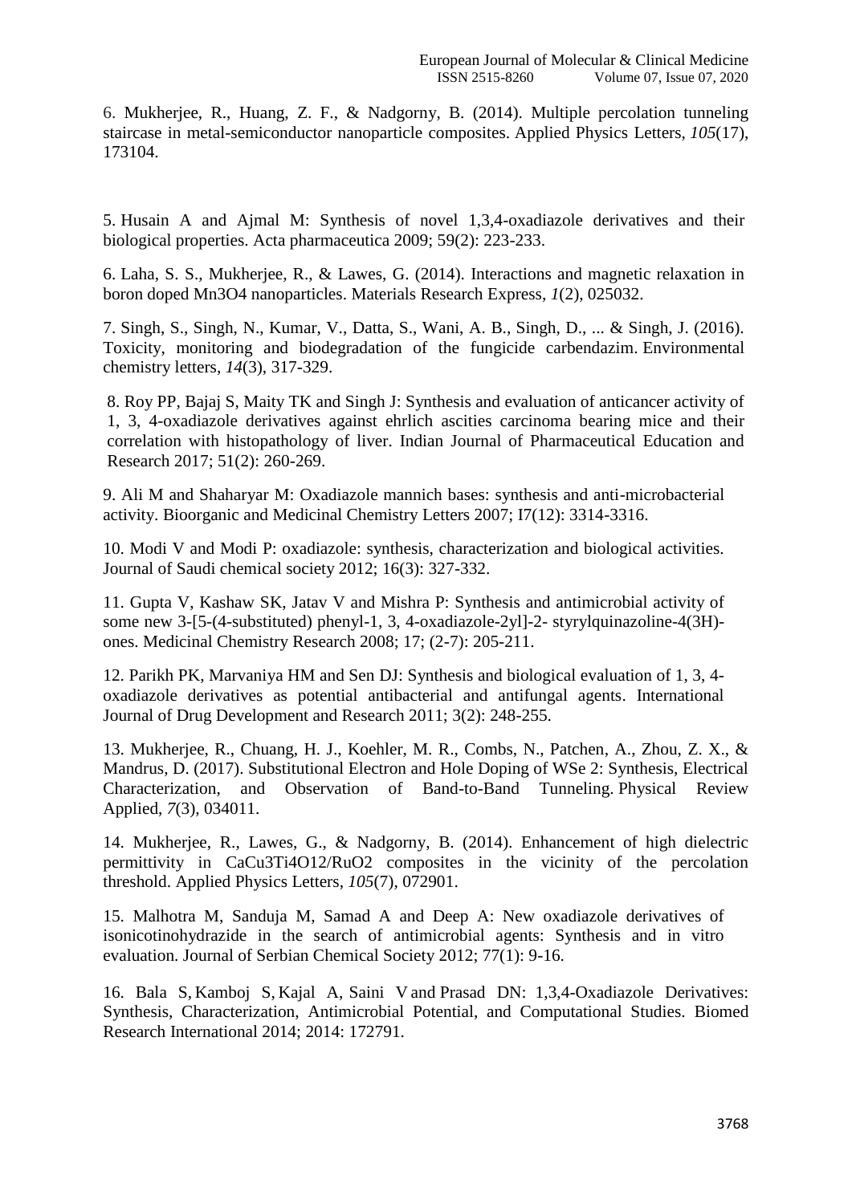6. Mukherjee, R., Huang, Z. F., & Nadgorny, B. (2014). Multiple percolation tunneling staircase in metal-semiconductor nanoparticle composites. Applied Physics Letters, *105*(17), 173104.

5. Husain A and Ajmal M: Synthesis of novel 1,3,4-oxadiazole derivatives and their biological properties. Acta pharmaceutica 2009; 59(2): 223-233.

6. Laha, S. S., Mukherjee, R., & Lawes, G. (2014). Interactions and magnetic relaxation in boron doped Mn3O4 nanoparticles. Materials Research Express, *1*(2), 025032.

7. Singh, S., Singh, N., Kumar, V., Datta, S., Wani, A. B., Singh, D., ... & Singh, J. (2016). Toxicity, monitoring and biodegradation of the fungicide carbendazim. Environmental chemistry letters, *14*(3), 317-329.

8. Roy PP, Bajaj S, Maity TK and Singh J: Synthesis and evaluation of anticancer activity of 1, 3, 4-oxadiazole derivatives against ehrlich ascities carcinoma bearing mice and their correlation with histopathology of liver. Indian Journal of Pharmaceutical Education and Research 2017; 51(2): 260-269.

9. Ali M and Shaharyar M: Oxadiazole mannich bases: synthesis and anti-microbacterial activity. Bioorganic and Medicinal Chemistry Letters 2007; I7(12): 3314-3316.

10. Modi V and Modi P: oxadiazole: synthesis, characterization and biological activities. Journal of Saudi chemical society 2012; 16(3): 327-332.

11. Gupta V, Kashaw SK, Jatav V and Mishra P: Synthesis and antimicrobial activity of some new 3-[5-(4-substituted) phenyl-1, 3, 4-oxadiazole-2yl]-2- styrylquinazoline-4(3H)-ones. Medicinal Chemistry Research 2008; 17; (2-7): 205-211.

12. Parikh PK, Marvaniya HM and Sen DJ: Synthesis and biological evaluation of 1, 3, 4-oxadiazole derivatives as potential antibacterial and antifungal agents. International Journal of Drug Development and Research 2011; 3(2): 248-255.

13. Mukherjee, R., Chuang, H. J., Koehler, M. R., Combs, N., Patchen, A., Zhou, Z. X., & Mandrus, D. (2017). Substitutional Electron and Hole Doping of WSe 2: Synthesis, Electrical Characterization, and Observation of Band-to-Band Tunneling. Physical Review Applied, *7*(3), 034011.

14. Mukherjee, R., Lawes, G., & Nadgorny, B. (2014). Enhancement of high dielectric permittivity in CaCu3Ti4O12/RuO2 composites in the vicinity of the percolation threshold. Applied Physics Letters, *105*(7), 072901.

15. Malhotra M, Sanduja M, Samad A and Deep A: New oxadiazole derivatives of isonicotinohydrazide in the search of antimicrobial agents: Synthesis and in vitro evaluation. Journal of Serbian Chemical Society 2012; 77(1): 9-16.

16. Bala S, Kamboj S, Kajal A, Saini V and Prasad DN: 1,3,4-Oxadiazole Derivatives: Synthesis, Characterization, Antimicrobial Potential, and Computational Studies. Biomed Research International 2014; 2014: 172791.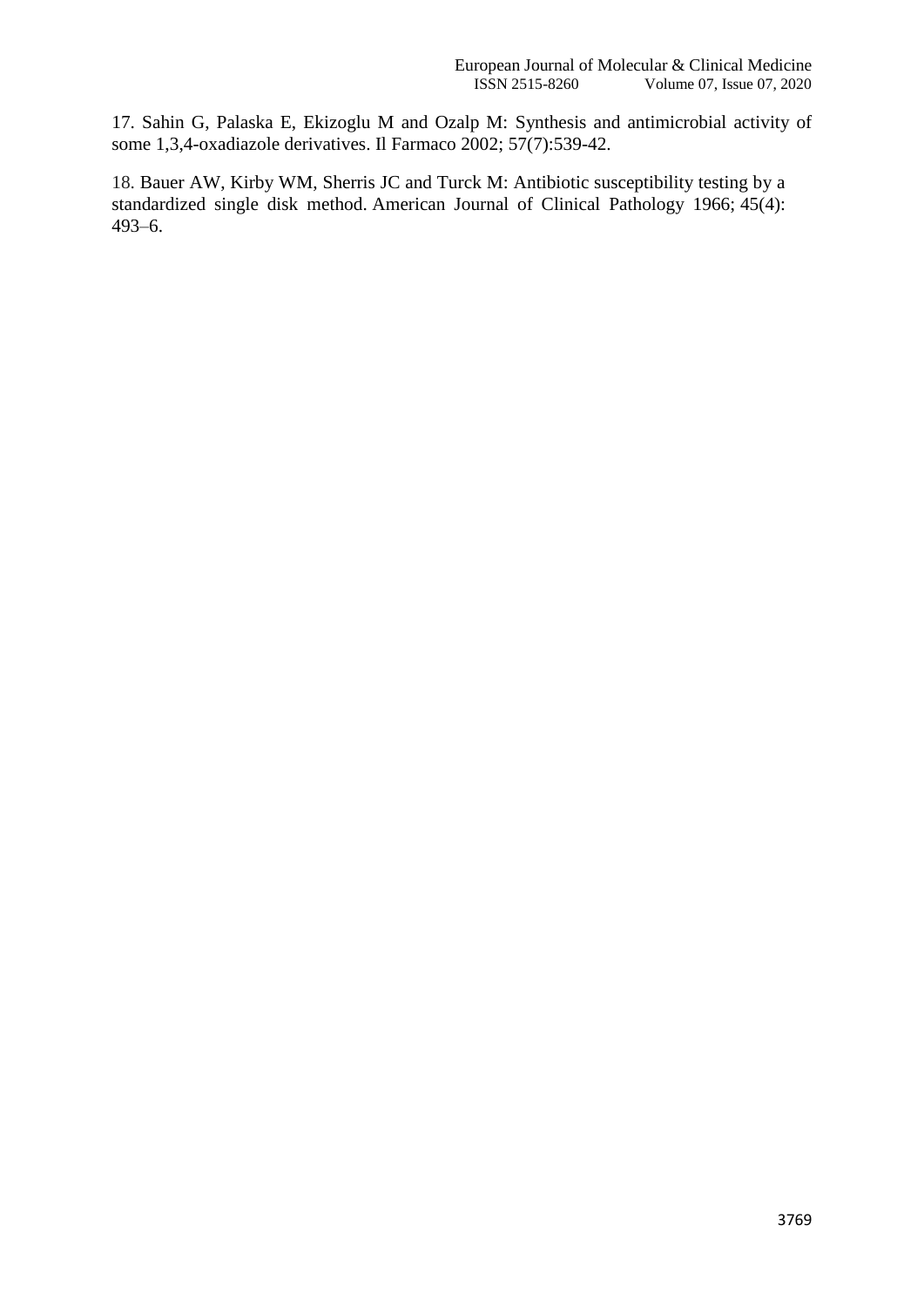17. Sahin G, Palaska E, Ekizoglu M and Ozalp M: Synthesis and antimicrobial activity of some 1,3,4-oxadiazole derivatives. Il Farmaco 2002; 57(7):539-42.

18. Bauer AW, Kirby WM, Sherris JC and Turck M: Antibiotic susceptibility testing by a standardized single disk method. American Journal of Clinical Pathology 1966; 45(4): 493–6.